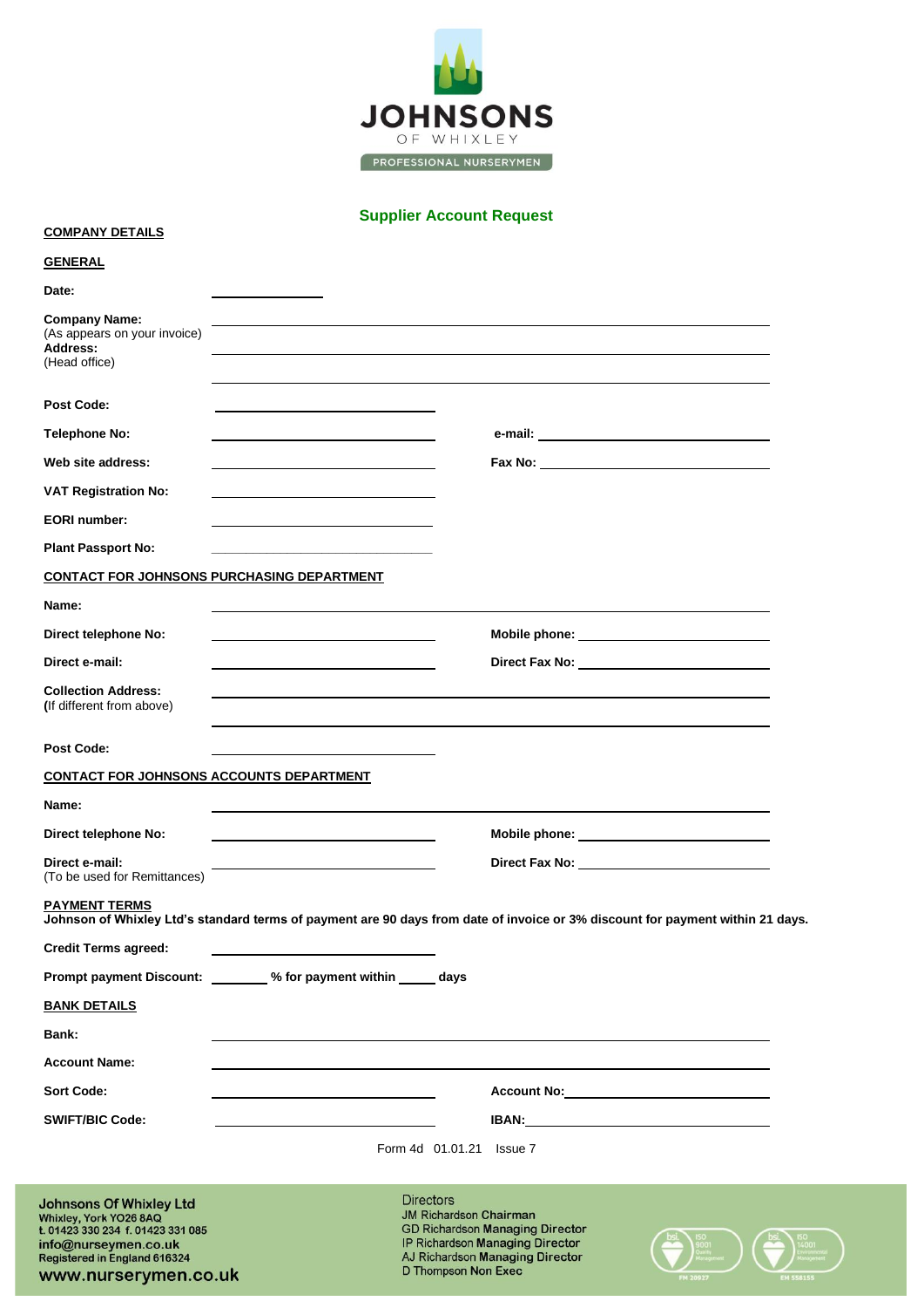JOHNSONS
OF WHIXLEY
PROFESSIONAL NURSERYMEN

## Supplier Account Request

**COMPANY DETAILS**

**GENERAL**

**Date:** ____________

**Company Name:**
(As appears on your invoice) ____________

**Address:**
(Head office) ____________

**Post Code:** ____________

**Telephone No:** ____________ **e-mail:** ____________

**Web site address:** ____________ **Fax No:** ____________

**VAT Registration No:** ____________

**EORI number:** ____________

**Plant Passport No:** ____________

**CONTACT FOR JOHNSONS PURCHASING DEPARTMENT**

**Name:** ____________

**Direct telephone No:** ____________ **Mobile phone:** ____________

**Direct e-mail:** ____________ **Direct Fax No:** ____________

**Collection Address:**
(If different from above) ____________

**Post Code:** ____________

**CONTACT FOR JOHNSONS ACCOUNTS DEPARTMENT**

**Name:** ____________

**Direct telephone No:** ____________ **Mobile phone:** ____________

**Direct e-mail:**
(To be used for Remittances) ____________ **Direct Fax No:** ____________

**PAYMENT TERMS**

**Johnson of Whixley Ltd's standard terms of payment are 90 days from date of invoice or 3% discount for payment within 21 days.**

**Credit Terms agreed:** ____________

**Prompt payment Discount:** ________ **% for payment within** _____ **days**

**BANK DETAILS**

**Bank:** ____________

**Account Name:** ____________

**Sort Code:** ____________ **Account No:** ____________

**SWIFT/BIC Code:** ____________ **IBAN:** ____________

Form 4d 01.01.21 Issue 7

**Johnsons Of Whixley Ltd**
Whixley, York YO26 8AQ
t. 01423 330 234 f. 01423 331 085
info@nurseymen.co.uk
Registered in England 616324
**www.nurserymen.co.uk**

Directors
JM Richardson Chairman
GD Richardson Managing Director
IP Richardson Managing Director
AJ Richardson Managing Director
D Thompson Non Exec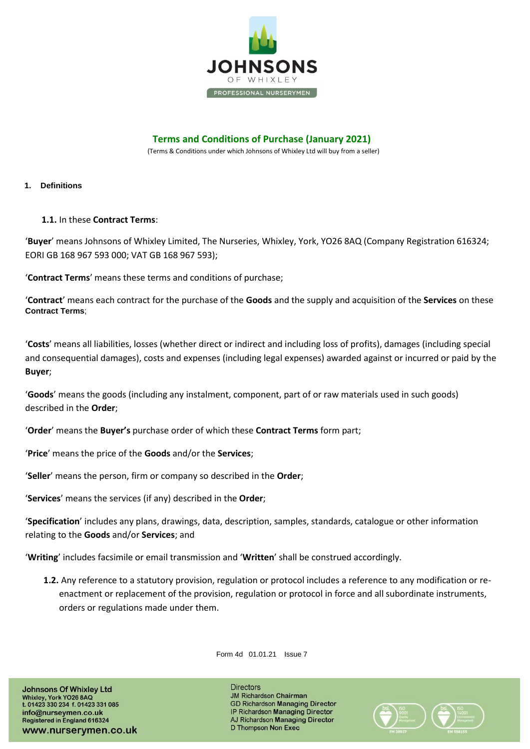## Terms and Conditions of Purchase (January 2021)

(Terms & Conditions under which Johnsons of Whixley Ltd will buy from a seller)

### 1. Definitions

**1.1.** In these **Contract Terms**:

'**Buyer**' means Johnsons of Whixley Limited, The Nurseries, Whixley, York, YO26 8AQ (Company Registration 616324; EORI GB 168 967 593 000; VAT GB 168 967 593);

'**Contract Terms**' means these terms and conditions of purchase;

'**Contract**' means each contract for the purchase of the **Goods** and the supply and acquisition of the **Services** on these **Contract Terms**;

'**Costs**' means all liabilities, losses (whether direct or indirect and including loss of profits), damages (including special and consequential damages), costs and expenses (including legal expenses) awarded against or incurred or paid by the **Buyer**;

'**Goods**' means the goods (including any instalment, component, part of or raw materials used in such goods) described in the **Order**;

'**Order**' means the **Buyer's** purchase order of which these **Contract Terms** form part;

'**Price**' means the price of the **Goods** and/or the **Services**;

'**Seller**' means the person, firm or company so described in the **Order**;

'**Services**' means the services (if any) described in the **Order**;

'**Specification**' includes any plans, drawings, data, description, samples, standards, catalogue or other information relating to the **Goods** and/or **Services**; and

'**Writing**' includes facsimile or email transmission and '**Written**' shall be construed accordingly.

**1.2.** Any reference to a statutory provision, regulation or protocol includes a reference to any modification or re-enactment or replacement of the provision, regulation or protocol in force and all subordinate instruments, orders or regulations made under them.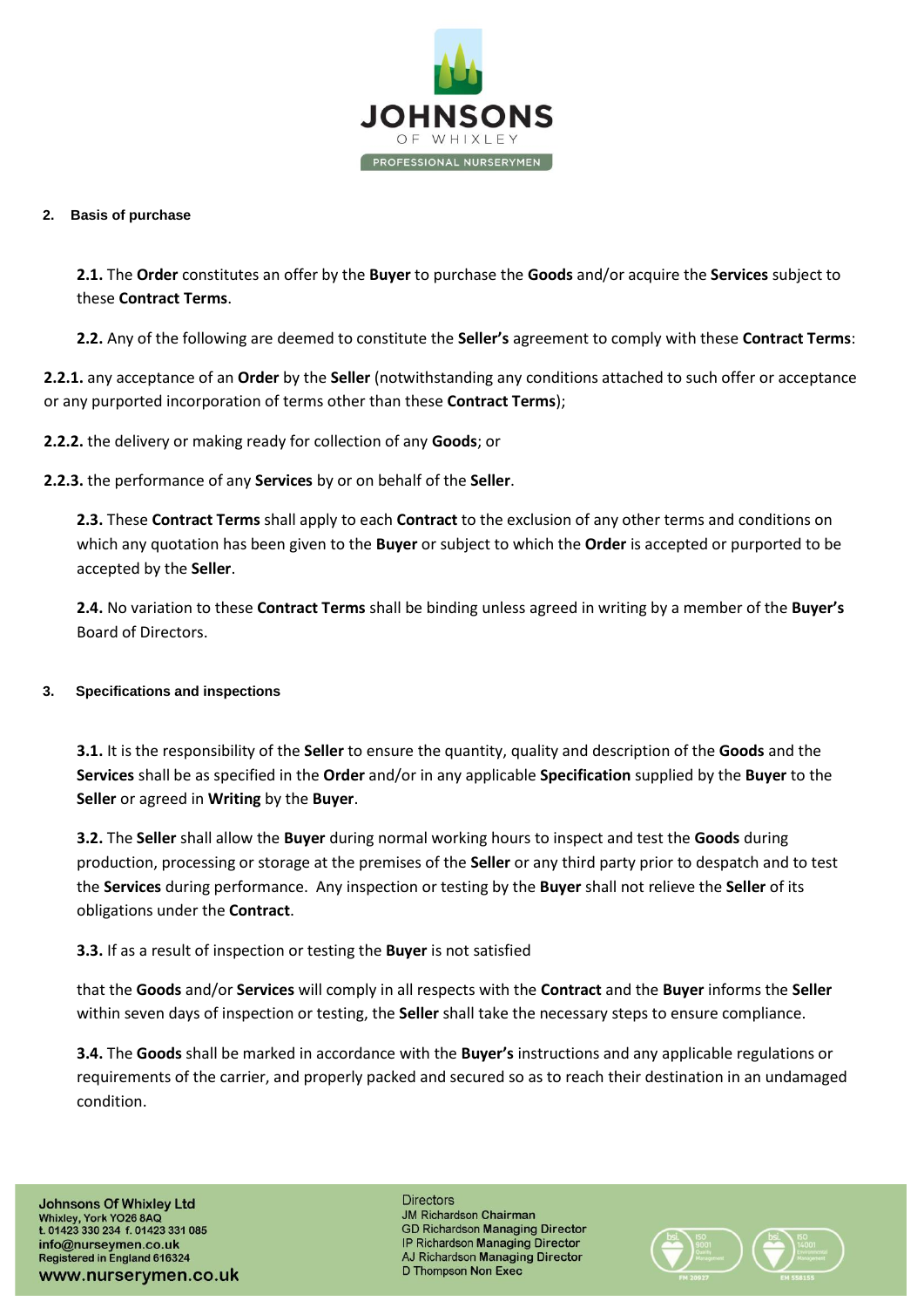## 2. Basis of purchase

**2.1.** The **Order** constitutes an offer by the **Buyer** to purchase the **Goods** and/or acquire the **Services** subject to these **Contract Terms**.

**2.2.** Any of the following are deemed to constitute the **Seller's** agreement to comply with these **Contract Terms**:

**2.2.1.** any acceptance of an **Order** by the **Seller** (notwithstanding any conditions attached to such offer or acceptance or any purported incorporation of terms other than these **Contract Terms**);

**2.2.2.** the delivery or making ready for collection of any **Goods**; or

**2.2.3.** the performance of any **Services** by or on behalf of the **Seller**.

**2.3.** These **Contract Terms** shall apply to each **Contract** to the exclusion of any other terms and conditions on which any quotation has been given to the **Buyer** or subject to which the **Order** is accepted or purported to be accepted by the **Seller**.

**2.4.** No variation to these **Contract Terms** shall be binding unless agreed in writing by a member of the **Buyer's** Board of Directors.

## 3. Specifications and inspections

**3.1.** It is the responsibility of the **Seller** to ensure the quantity, quality and description of the **Goods** and the **Services** shall be as specified in the **Order** and/or in any applicable **Specification** supplied by the **Buyer** to the **Seller** or agreed in **Writing** by the **Buyer**.

**3.2.** The **Seller** shall allow the **Buyer** during normal working hours to inspect and test the **Goods** during production, processing or storage at the premises of the **Seller** or any third party prior to despatch and to test the **Services** during performance. Any inspection or testing by the **Buyer** shall not relieve the **Seller** of its obligations under the **Contract**.

**3.3.** If as a result of inspection or testing the **Buyer** is not satisfied

that the **Goods** and/or **Services** will comply in all respects with the **Contract** and the **Buyer** informs the **Seller** within seven days of inspection or testing, the **Seller** shall take the necessary steps to ensure compliance.

**3.4.** The **Goods** shall be marked in accordance with the **Buyer's** instructions and any applicable regulations or requirements of the carrier, and properly packed and secured so as to reach their destination in an undamaged condition.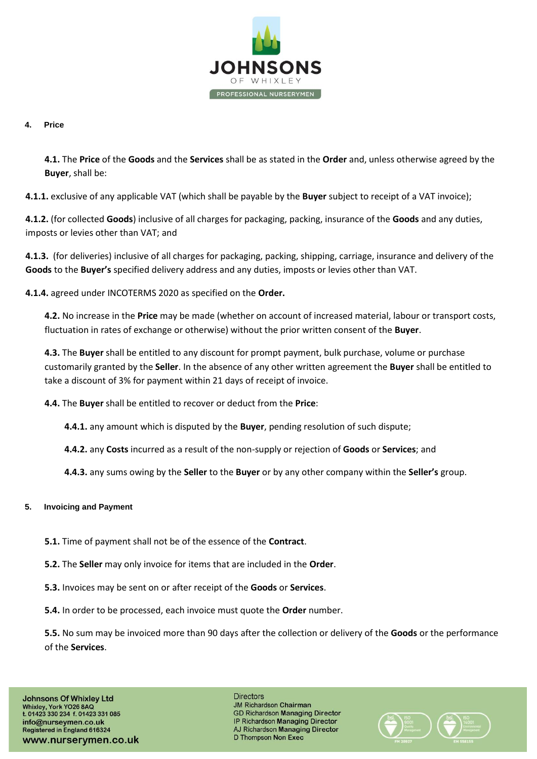## 4. Price

**4.1.** The **Price** of the **Goods** and the **Services** shall be as stated in the **Order** and, unless otherwise agreed by the **Buyer**, shall be:

**4.1.1.** exclusive of any applicable VAT (which shall be payable by the **Buyer** subject to receipt of a VAT invoice);

**4.1.2.** (for collected **Goods**) inclusive of all charges for packaging, packing, insurance of the **Goods** and any duties, imposts or levies other than VAT; and

**4.1.3.** (for deliveries) inclusive of all charges for packaging, packing, shipping, carriage, insurance and delivery of the **Goods** to the **Buyer's** specified delivery address and any duties, imposts or levies other than VAT.

**4.1.4.** agreed under INCOTERMS 2020 as specified on the **Order.**

**4.2.** No increase in the **Price** may be made (whether on account of increased material, labour or transport costs, fluctuation in rates of exchange or otherwise) without the prior written consent of the **Buyer**.

**4.3.** The **Buyer** shall be entitled to any discount for prompt payment, bulk purchase, volume or purchase customarily granted by the **Seller**. In the absence of any other written agreement the **Buyer** shall be entitled to take a discount of 3% for payment within 21 days of receipt of invoice.

**4.4.** The **Buyer** shall be entitled to recover or deduct from the **Price**:

**4.4.1.** any amount which is disputed by the **Buyer**, pending resolution of such dispute;

**4.4.2.** any **Costs** incurred as a result of the non-supply or rejection of **Goods** or **Services**; and

**4.4.3.** any sums owing by the **Seller** to the **Buyer** or by any other company within the **Seller's** group.

## 5. Invoicing and Payment

**5.1.** Time of payment shall not be of the essence of the **Contract**.

**5.2.** The **Seller** may only invoice for items that are included in the **Order**.

**5.3.** Invoices may be sent on or after receipt of the **Goods** or **Services**.

**5.4.** In order to be processed, each invoice must quote the **Order** number.

**5.5.** No sum may be invoiced more than 90 days after the collection or delivery of the **Goods** or the performance of the **Services**.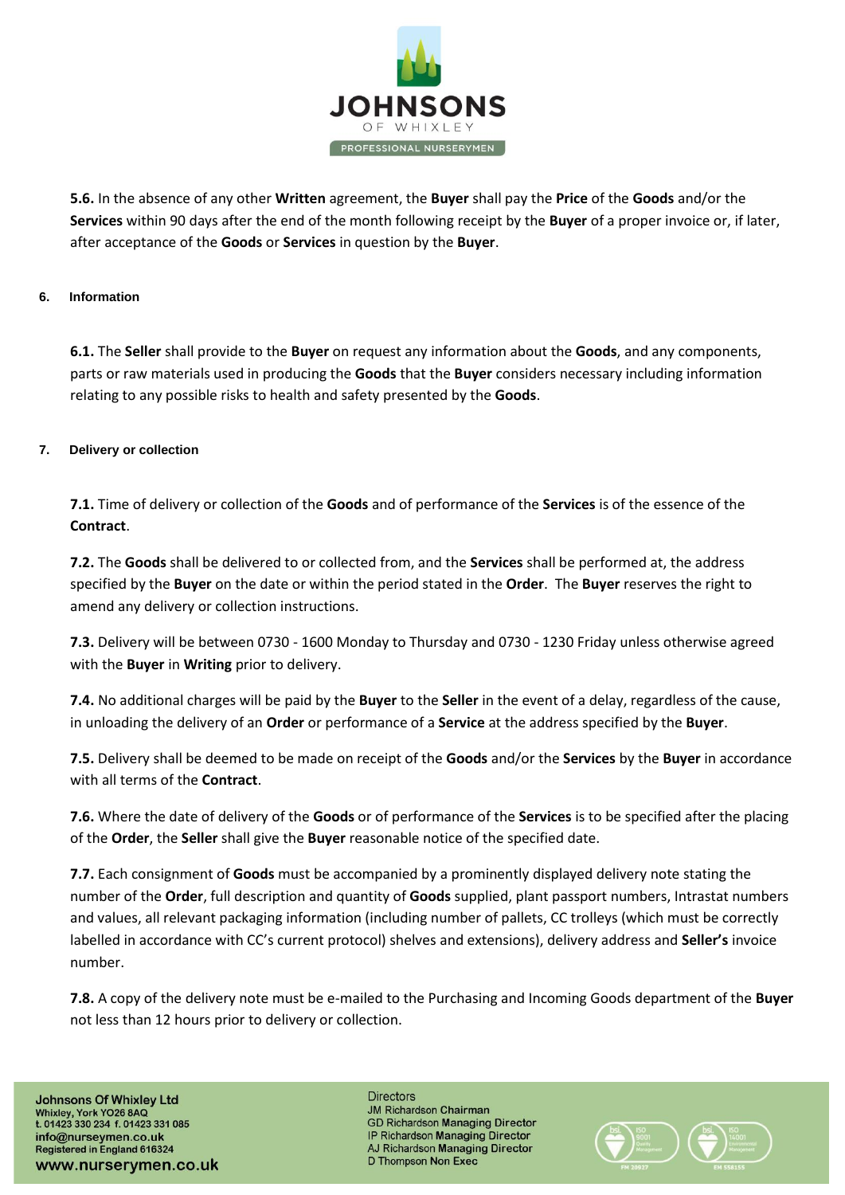**5.6.** In the absence of any other **Written** agreement, the **Buyer** shall pay the **Price** of the **Goods** and/or the **Services** within 90 days after the end of the month following receipt by the **Buyer** of a proper invoice or, if later, after acceptance of the **Goods** or **Services** in question by the **Buyer**.

## 6. Information

**6.1.** The **Seller** shall provide to the **Buyer** on request any information about the **Goods**, and any components, parts or raw materials used in producing the **Goods** that the **Buyer** considers necessary including information relating to any possible risks to health and safety presented by the **Goods**.

## 7. Delivery or collection

**7.1.** Time of delivery or collection of the **Goods** and of performance of the **Services** is of the essence of the **Contract**.

**7.2.** The **Goods** shall be delivered to or collected from, and the **Services** shall be performed at, the address specified by the **Buyer** on the date or within the period stated in the **Order**. The **Buyer** reserves the right to amend any delivery or collection instructions.

**7.3.** Delivery will be between 0730 - 1600 Monday to Thursday and 0730 - 1230 Friday unless otherwise agreed with the **Buyer** in **Writing** prior to delivery.

**7.4.** No additional charges will be paid by the **Buyer** to the **Seller** in the event of a delay, regardless of the cause, in unloading the delivery of an **Order** or performance of a **Service** at the address specified by the **Buyer**.

**7.5.** Delivery shall be deemed to be made on receipt of the **Goods** and/or the **Services** by the **Buyer** in accordance with all terms of the **Contract**.

**7.6.** Where the date of delivery of the **Goods** or of performance of the **Services** is to be specified after the placing of the **Order**, the **Seller** shall give the **Buyer** reasonable notice of the specified date.

**7.7.** Each consignment of **Goods** must be accompanied by a prominently displayed delivery note stating the number of the **Order**, full description and quantity of **Goods** supplied, plant passport numbers, Intrastat numbers and values, all relevant packaging information (including number of pallets, CC trolleys (which must be correctly labelled in accordance with CC's current protocol) shelves and extensions), delivery address and **Seller's** invoice number.

**7.8.** A copy of the delivery note must be e-mailed to the Purchasing and Incoming Goods department of the **Buyer** not less than 12 hours prior to delivery or collection.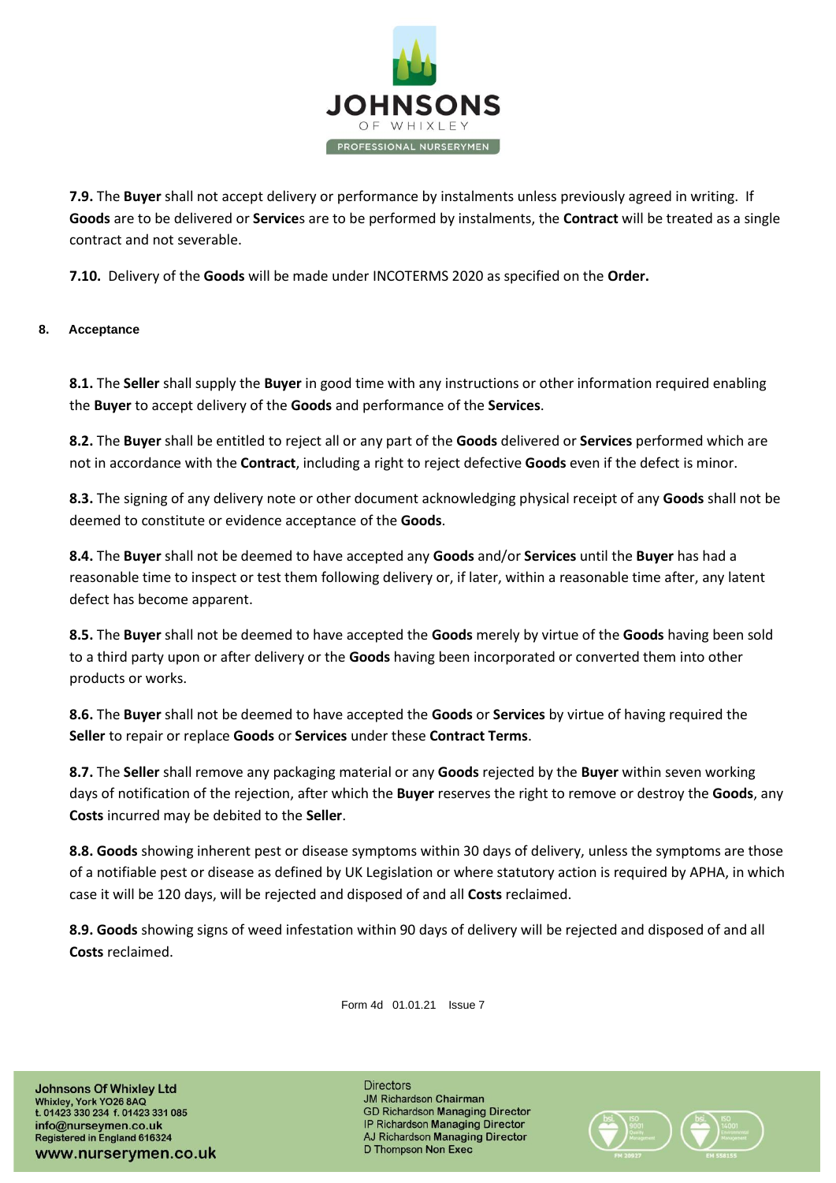**7.9.** The **Buyer** shall not accept delivery or performance by instalments unless previously agreed in writing. If **Goods** are to be delivered or **Service**s are to be performed by instalments, the **Contract** will be treated as a single contract and not severable.

**7.10.** Delivery of the **Goods** will be made under INCOTERMS 2020 as specified on the **Order.**

## 8. Acceptance

**8.1.** The **Seller** shall supply the **Buyer** in good time with any instructions or other information required enabling the **Buyer** to accept delivery of the **Goods** and performance of the **Services**.

**8.2.** The **Buyer** shall be entitled to reject all or any part of the **Goods** delivered or **Services** performed which are not in accordance with the **Contract**, including a right to reject defective **Goods** even if the defect is minor.

**8.3.** The signing of any delivery note or other document acknowledging physical receipt of any **Goods** shall not be deemed to constitute or evidence acceptance of the **Goods**.

**8.4.** The **Buyer** shall not be deemed to have accepted any **Goods** and/or **Services** until the **Buyer** has had a reasonable time to inspect or test them following delivery or, if later, within a reasonable time after, any latent defect has become apparent.

**8.5.** The **Buyer** shall not be deemed to have accepted the **Goods** merely by virtue of the **Goods** having been sold to a third party upon or after delivery or the **Goods** having been incorporated or converted them into other products or works.

**8.6.** The **Buyer** shall not be deemed to have accepted the **Goods** or **Services** by virtue of having required the **Seller** to repair or replace **Goods** or **Services** under these **Contract Terms**.

**8.7.** The **Seller** shall remove any packaging material or any **Goods** rejected by the **Buyer** within seven working days of notification of the rejection, after which the **Buyer** reserves the right to remove or destroy the **Goods**, any **Costs** incurred may be debited to the **Seller**.

**8.8. Goods** showing inherent pest or disease symptoms within 30 days of delivery, unless the symptoms are those of a notifiable pest or disease as defined by UK Legislation or where statutory action is required by APHA, in which case it will be 120 days, will be rejected and disposed of and all **Costs** reclaimed.

**8.9. Goods** showing signs of weed infestation within 90 days of delivery will be rejected and disposed of and all **Costs** reclaimed.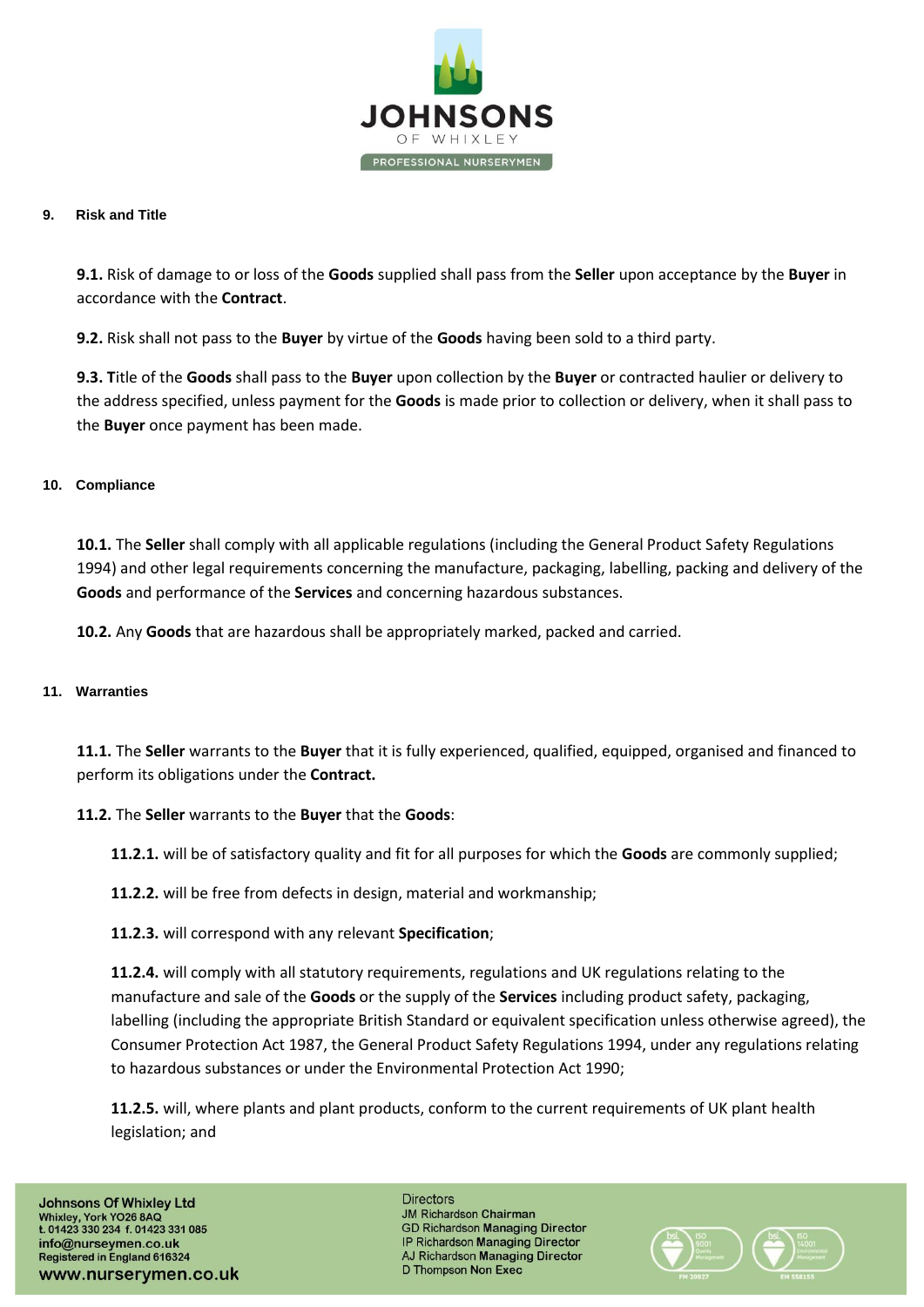## 9. Risk and Title

**9.1.** Risk of damage to or loss of the **Goods** supplied shall pass from the **Seller** upon acceptance by the **Buyer** in accordance with the **Contract**.

**9.2.** Risk shall not pass to the **Buyer** by virtue of the **Goods** having been sold to a third party.

**9.3. T**itle of the **Goods** shall pass to the **Buyer** upon collection by the **Buyer** or contracted haulier or delivery to the address specified, unless payment for the **Goods** is made prior to collection or delivery, when it shall pass to the **Buyer** once payment has been made.

## 10. Compliance

**10.1.** The **Seller** shall comply with all applicable regulations (including the General Product Safety Regulations 1994) and other legal requirements concerning the manufacture, packaging, labelling, packing and delivery of the **Goods** and performance of the **Services** and concerning hazardous substances.

**10.2.** Any **Goods** that are hazardous shall be appropriately marked, packed and carried.

## 11. Warranties

**11.1.** The **Seller** warrants to the **Buyer** that it is fully experienced, qualified, equipped, organised and financed to perform its obligations under the **Contract.**

**11.2.** The **Seller** warrants to the **Buyer** that the **Goods**:

**11.2.1.** will be of satisfactory quality and fit for all purposes for which the **Goods** are commonly supplied;

**11.2.2.** will be free from defects in design, material and workmanship;

**11.2.3.** will correspond with any relevant **Specification**;

**11.2.4.** will comply with all statutory requirements, regulations and UK regulations relating to the manufacture and sale of the **Goods** or the supply of the **Services** including product safety, packaging, labelling (including the appropriate British Standard or equivalent specification unless otherwise agreed), the Consumer Protection Act 1987, the General Product Safety Regulations 1994, under any regulations relating to hazardous substances or under the Environmental Protection Act 1990;

**11.2.5.** will, where plants and plant products, conform to the current requirements of UK plant health legislation; and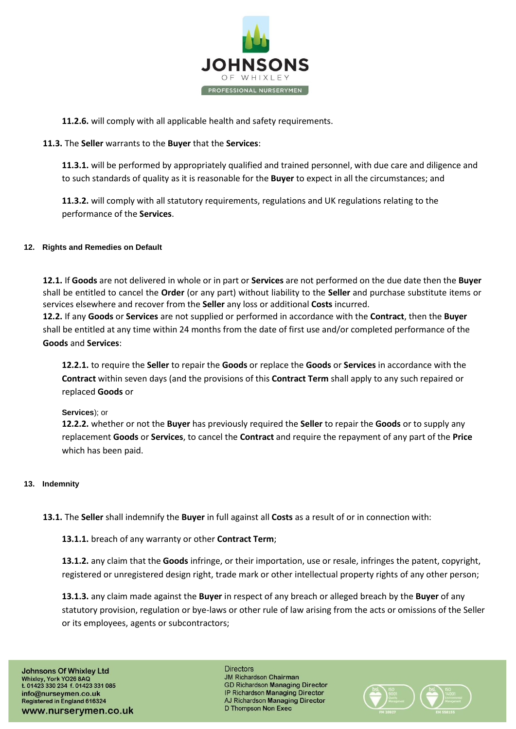**11.2.6.** will comply with all applicable health and safety requirements.

**11.3.** The **Seller** warrants to the **Buyer** that the **Services**:

**11.3.1.** will be performed by appropriately qualified and trained personnel, with due care and diligence and to such standards of quality as it is reasonable for the **Buyer** to expect in all the circumstances; and

**11.3.2.** will comply with all statutory requirements, regulations and UK regulations relating to the performance of the **Services**.

## 12. Rights and Remedies on Default

**12.1.** If **Goods** are not delivered in whole or in part or **Services** are not performed on the due date then the **Buyer** shall be entitled to cancel the **Order** (or any part) without liability to the **Seller** and purchase substitute items or services elsewhere and recover from the **Seller** any loss or additional **Costs** incurred.

**12.2.** If any **Goods** or **Services** are not supplied or performed in accordance with the **Contract**, then the **Buyer** shall be entitled at any time within 24 months from the date of first use and/or completed performance of the **Goods** and **Services**:

**12.2.1.** to require the **Seller** to repair the **Goods** or replace the **Goods** or **Services** in accordance with the **Contract** within seven days (and the provisions of this **Contract Term** shall apply to any such repaired or replaced **Goods** or **Services**); or

**12.2.2.** whether or not the **Buyer** has previously required the **Seller** to repair the **Goods** or to supply any replacement **Goods** or **Services**, to cancel the **Contract** and require the repayment of any part of the **Price** which has been paid.

## 13. Indemnity

**13.1.** The **Seller** shall indemnify the **Buyer** in full against all **Costs** as a result of or in connection with:

**13.1.1.** breach of any warranty or other **Contract Term**;

**13.1.2.** any claim that the **Goods** infringe, or their importation, use or resale, infringes the patent, copyright, registered or unregistered design right, trade mark or other intellectual property rights of any other person;

**13.1.3.** any claim made against the **Buyer** in respect of any breach or alleged breach by the **Buyer** of any statutory provision, regulation or bye-laws or other rule of law arising from the acts or omissions of the Seller or its employees, agents or subcontractors;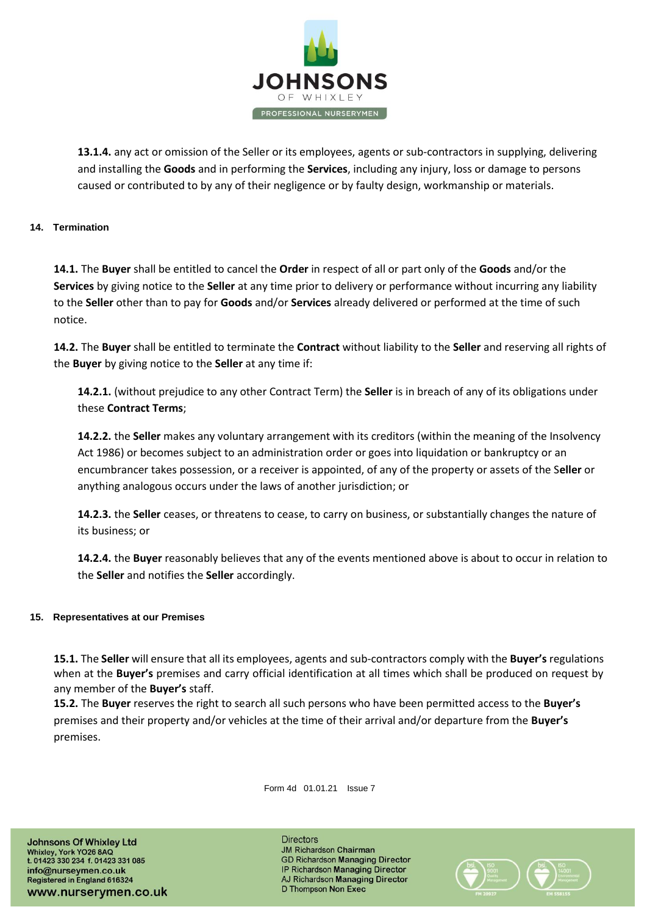**13.1.4.** any act or omission of the Seller or its employees, agents or sub-contractors in supplying, delivering and installing the **Goods** and in performing the **Services**, including any injury, loss or damage to persons caused or contributed to by any of their negligence or by faulty design, workmanship or materials.

## 14. Termination

**14.1.** The **Buyer** shall be entitled to cancel the **Order** in respect of all or part only of the **Goods** and/or the **Services** by giving notice to the **Seller** at any time prior to delivery or performance without incurring any liability to the **Seller** other than to pay for **Goods** and/or **Services** already delivered or performed at the time of such notice.

**14.2.** The **Buyer** shall be entitled to terminate the **Contract** without liability to the **Seller** and reserving all rights of the **Buyer** by giving notice to the **Seller** at any time if:

**14.2.1.** (without prejudice to any other Contract Term) the **Seller** is in breach of any of its obligations under these **Contract Terms**;

**14.2.2.** the **Seller** makes any voluntary arrangement with its creditors (within the meaning of the Insolvency Act 1986) or becomes subject to an administration order or goes into liquidation or bankruptcy or an encumbrancer takes possession, or a receiver is appointed, of any of the property or assets of the S**eller** or anything analogous occurs under the laws of another jurisdiction; or

**14.2.3.** the **Seller** ceases, or threatens to cease, to carry on business, or substantially changes the nature of its business; or

**14.2.4.** the **Buyer** reasonably believes that any of the events mentioned above is about to occur in relation to the **Seller** and notifies the **Seller** accordingly.

## 15. Representatives at our Premises

**15.1.** The **Seller** will ensure that all its employees, agents and sub-contractors comply with the **Buyer's** regulations when at the **Buyer's** premises and carry official identification at all times which shall be produced on request by any member of the **Buyer's** staff.

**15.2.** The **Buyer** reserves the right to search all such persons who have been permitted access to the **Buyer's** premises and their property and/or vehicles at the time of their arrival and/or departure from the **Buyer's** premises.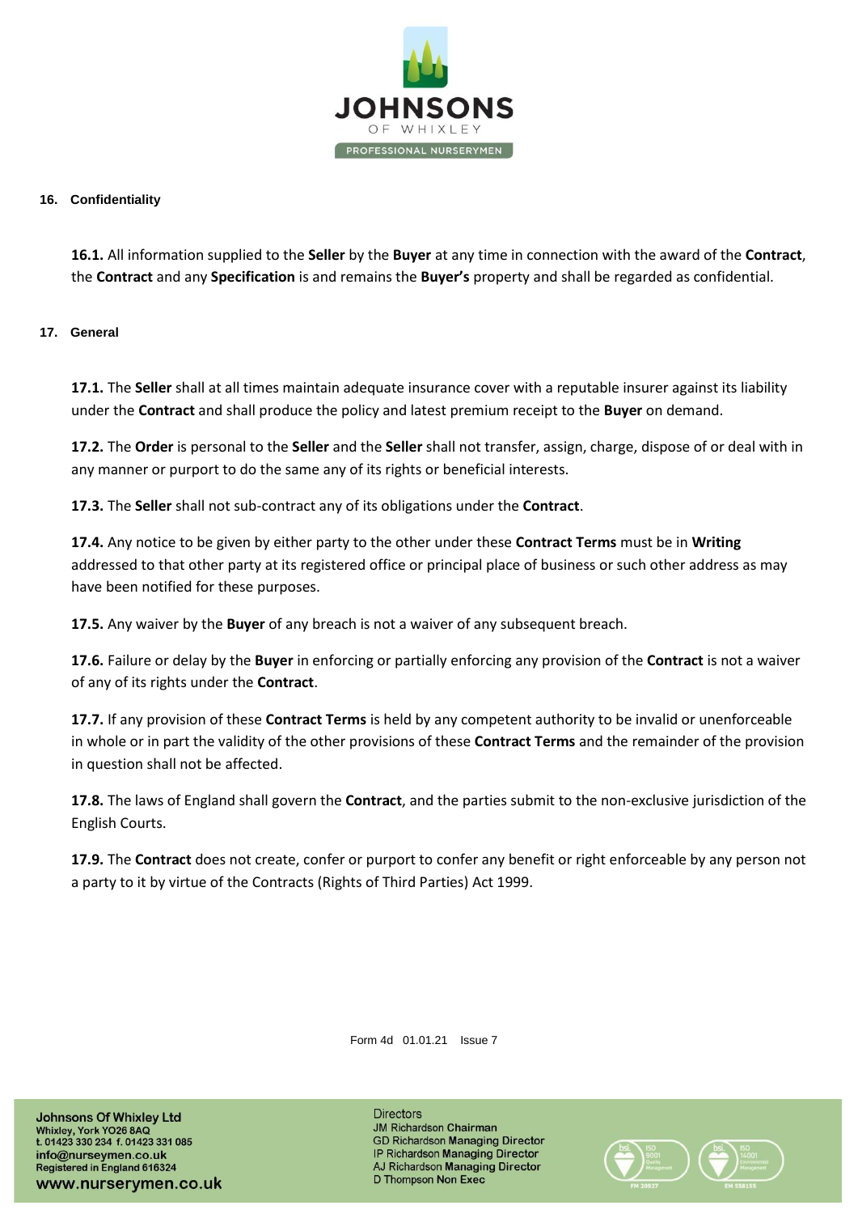## 16. Confidentiality

**16.1.** All information supplied to the **Seller** by the **Buyer** at any time in connection with the award of the **Contract**, the **Contract** and any **Specification** is and remains the **Buyer's** property and shall be regarded as confidential.

## 17. General

**17.1.** The **Seller** shall at all times maintain adequate insurance cover with a reputable insurer against its liability under the **Contract** and shall produce the policy and latest premium receipt to the **Buyer** on demand.

**17.2.** The **Order** is personal to the **Seller** and the **Seller** shall not transfer, assign, charge, dispose of or deal with in any manner or purport to do the same any of its rights or beneficial interests.

**17.3.** The **Seller** shall not sub-contract any of its obligations under the **Contract**.

**17.4.** Any notice to be given by either party to the other under these **Contract Terms** must be in **Writing** addressed to that other party at its registered office or principal place of business or such other address as may have been notified for these purposes.

**17.5.** Any waiver by the **Buyer** of any breach is not a waiver of any subsequent breach.

**17.6.** Failure or delay by the **Buyer** in enforcing or partially enforcing any provision of the **Contract** is not a waiver of any of its rights under the **Contract**.

**17.7.** If any provision of these **Contract Terms** is held by any competent authority to be invalid or unenforceable in whole or in part the validity of the other provisions of these **Contract Terms** and the remainder of the provision in question shall not be affected.

**17.8.** The laws of England shall govern the **Contract**, and the parties submit to the non-exclusive jurisdiction of the English Courts.

**17.9.** The **Contract** does not create, confer or purport to confer any benefit or right enforceable by any person not a party to it by virtue of the Contracts (Rights of Third Parties) Act 1999.

Form 4d 01.01.21 Issue 7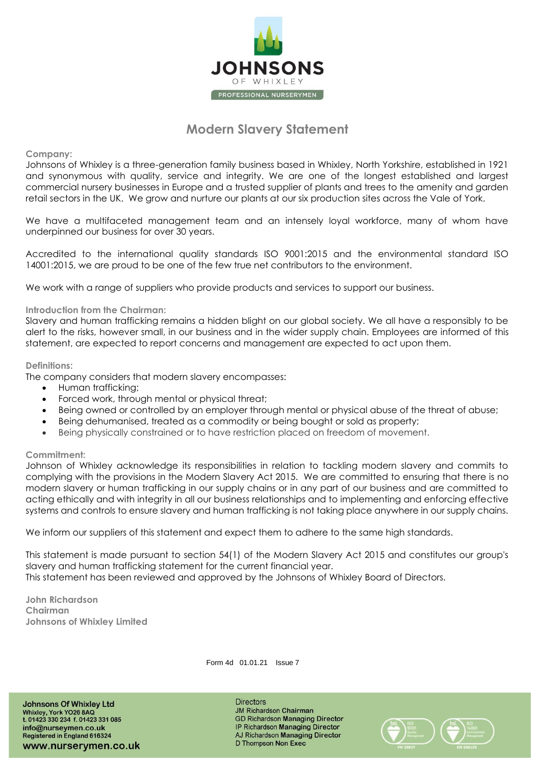JOHNSONS
OF WHIXLEY
PROFESSIONAL NURSERYMEN

# Modern Slavery Statement

**Company:**
Johnsons of Whixley is a three-generation family business based in Whixley, North Yorkshire, established in 1921 and synonymous with quality, service and integrity. We are one of the longest established and largest commercial nursery businesses in Europe and a trusted supplier of plants and trees to the amenity and garden retail sectors in the UK. We grow and nurture our plants at our six production sites across the Vale of York.

We have a multifaceted management team and an intensely loyal workforce, many of whom have underpinned our business for over 30 years.

Accredited to the international quality standards ISO 9001:2015 and the environmental standard ISO 14001:2015, we are proud to be one of the few true net contributors to the environment.

We work with a range of suppliers who provide products and services to support our business.

**Introduction from the Chairman:**
Slavery and human trafficking remains a hidden blight on our global society. We all have a responsibly to be alert to the risks, however small, in our business and in the wider supply chain. Employees are informed of this statement, are expected to report concerns and management are expected to act upon them.

**Definitions:**
The company considers that modern slavery encompasses:

- Human trafficking;
- Forced work, through mental or physical threat;
- Being owned or controlled by an employer through mental or physical abuse of the threat of abuse;
- Being dehumanised, treated as a commodity or being bought or sold as property;
- Being physically constrained or to have restriction placed on freedom of movement.

**Commitment:**
Johnson of Whixley acknowledge its responsibilities in relation to tackling modern slavery and commits to complying with the provisions in the Modern Slavery Act 2015. We are committed to ensuring that there is no modern slavery or human trafficking in our supply chains or in any part of our business and are committed to acting ethically and with integrity in all our business relationships and to implementing and enforcing effective systems and controls to ensure slavery and human trafficking is not taking place anywhere in our supply chains.

We inform our suppliers of this statement and expect them to adhere to the same high standards.

This statement is made pursuant to section 54(1) of the Modern Slavery Act 2015 and constitutes our group's slavery and human trafficking statement for the current financial year.
This statement has been reviewed and approved by the Johnsons of Whixley Board of Directors.

**John Richardson**
**Chairman**
**Johnsons of Whixley Limited**

Form 4d 01.01.21 Issue 7

**Johnsons Of Whixley Ltd**
Whixley, York YO26 8AQ
t. 01423 330 234 f. 01423 331 085
info@nurseymen.co.uk
Registered in England 616324
**www.nurserymen.co.uk**

Directors
JM Richardson **Chairman**
GD Richardson **Managing Director**
IP Richardson **Managing Director**
AJ Richardson **Managing Director**
D Thompson **Non Exec**

ISO 9001 FM 20027
ISO 14001 EM 558155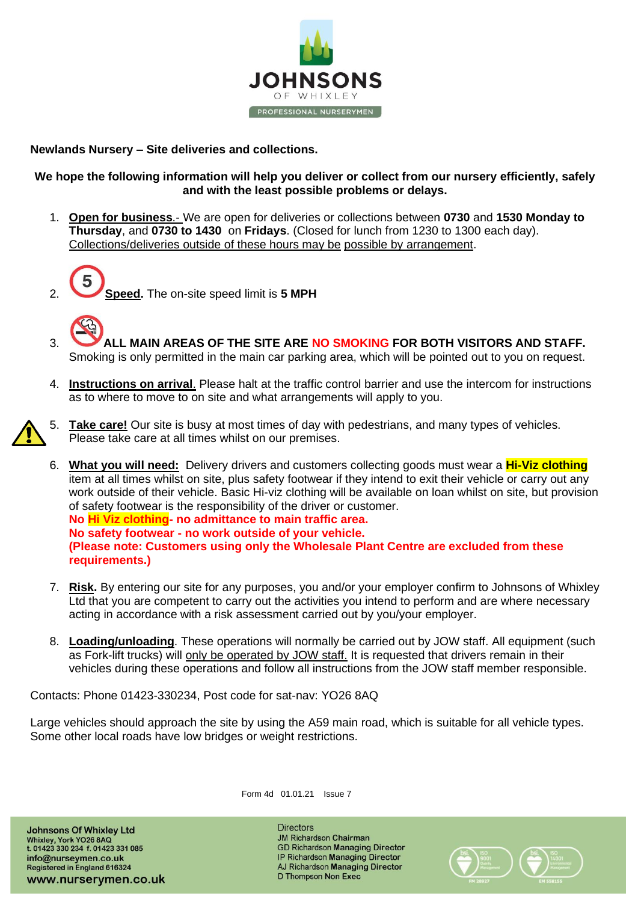JOHNSONS
OF WHIXLEY
PROFESSIONAL NURSERYMEN

**Newlands Nursery – Site deliveries and collections.**

**We hope the following information will help you deliver or collect from our nursery efficiently, safely and with the least possible problems or delays.**

1. **Open for business**.- We are open for deliveries or collections between **0730** and **1530 Monday to Thursday**, and **0730 to 1430** on **Fridays**. (Closed for lunch from 1230 to 1300 each day). Collections/deliveries outside of these hours may be possible by arrangement.

2. **Speed.** The on-site speed limit is **5 MPH**

3. **ALL MAIN AREAS OF THE SITE ARE NO SMOKING FOR BOTH VISITORS AND STAFF.** Smoking is only permitted in the main car parking area, which will be pointed out to you on request.

4. **Instructions on arrival**. Please halt at the traffic control barrier and use the intercom for instructions as to where to move to on site and what arrangements will apply to you.

5. **Take care!** Our site is busy at most times of day with pedestrians, and many types of vehicles. Please take care at all times whilst on our premises.

6. **What you will need:** Delivery drivers and customers collecting goods must wear a **Hi-Viz clothing** item at all times whilst on site, plus safety footwear if they intend to exit their vehicle or carry out any work outside of their vehicle. Basic Hi-viz clothing will be available on loan whilst on site, but provision of safety footwear is the responsibility of the driver or customer.
   **No Hi Viz clothing- no admittance to main traffic area.**
   **No safety footwear - no work outside of your vehicle.**
   **(Please note: Customers using only the Wholesale Plant Centre are excluded from these requirements.)**

7. **Risk.** By entering our site for any purposes, you and/or your employer confirm to Johnsons of Whixley Ltd that you are competent to carry out the activities you intend to perform and are where necessary acting in accordance with a risk assessment carried out by you/your employer.

8. **Loading/unloading**. These operations will normally be carried out by JOW staff. All equipment (such as Fork-lift trucks) will only be operated by JOW staff. It is requested that drivers remain in their vehicles during these operations and follow all instructions from the JOW staff member responsible.

Contacts: Phone 01423-330234, Post code for sat-nav: YO26 8AQ

Large vehicles should approach the site by using the A59 main road, which is suitable for all vehicle types. Some other local roads have low bridges or weight restrictions.

Form 4d 01.01.21 Issue 7

**Johnsons Of Whixley Ltd**
Whixley, York YO26 8AQ
t. 01423 330 234 f. 01423 331 085
info@nurseymen.co.uk
Registered in England 616324
www.nurserymen.co.uk

Directors
JM Richardson Chairman
GD Richardson Managing Director
IP Richardson Managing Director
AJ Richardson Managing Director
D Thompson Non Exec

bsi. ISO 9001 Quality Management FM 20027
bsi. ISO 14001 Environmental Management EM 558155